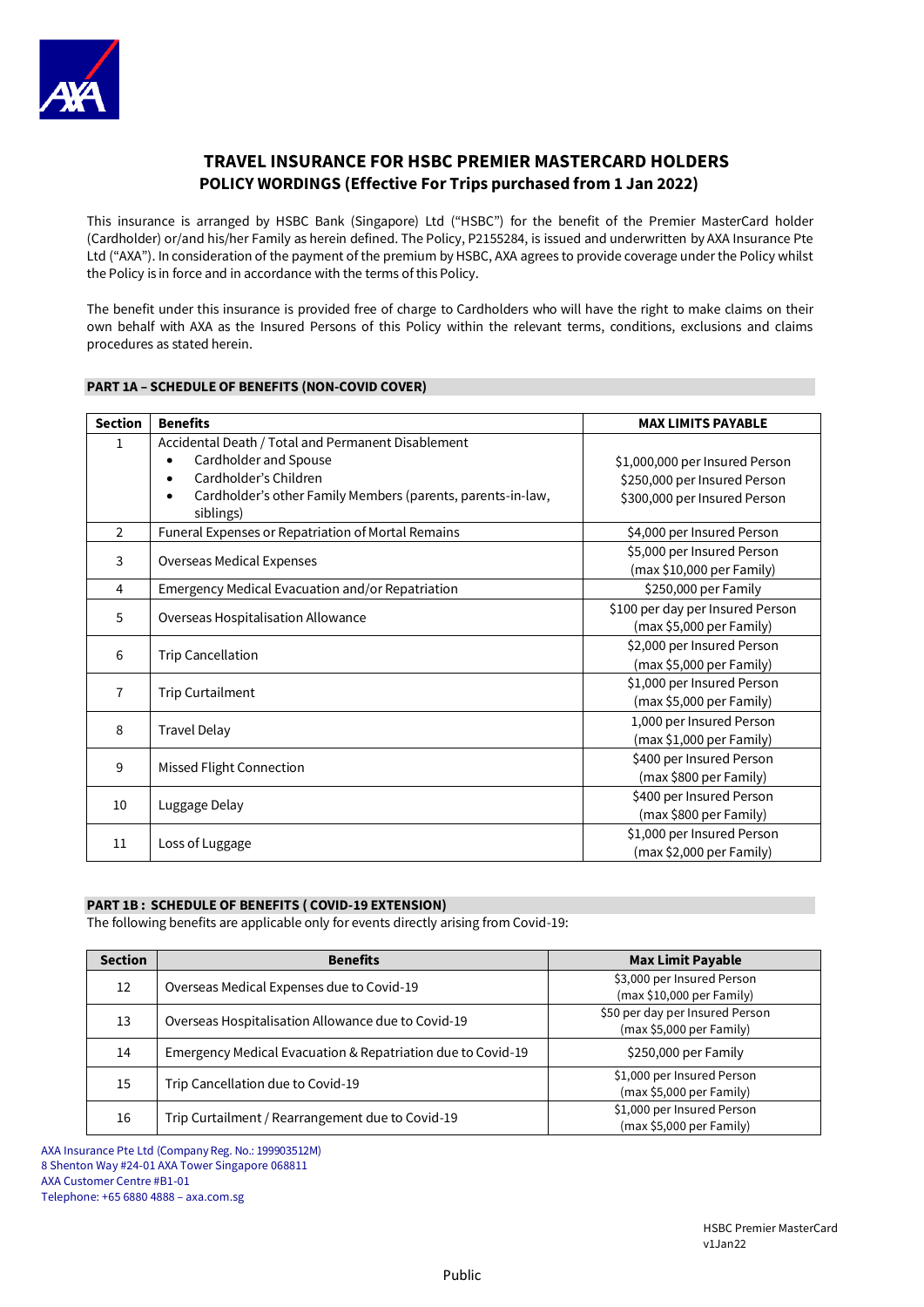# TRAVEL INSURANCE FOR HSBC PREMIER MASTERCARD HOLDERS
## POLICY WORDINGS (Effective For Trips purchased from 1 Jan 2022)

This insurance is arranged by HSBC Bank (Singapore) Ltd ("HSBC") for the benefit of the Premier MasterCard holder (Cardholder) or/and his/her Family as herein defined. The Policy, P2155284, is issued and underwritten by AXA Insurance Pte Ltd ("AXA"). In consideration of the payment of the premium by HSBC, AXA agrees to provide coverage under the Policy whilst the Policy is in force and in accordance with the terms of this Policy.

The benefit under this insurance is provided free of charge to Cardholders who will have the right to make claims on their own behalf with AXA as the Insured Persons of this Policy within the relevant terms, conditions, exclusions and claims procedures as stated herein.

### PART 1A – SCHEDULE OF BENEFITS (NON-COVID COVER)

| Section | Benefits | MAX LIMITS PAYABLE |
|---|---|---|
| 1 | Accidental Death / Total and Permanent Disablement<br>• Cardholder and Spouse<br>• Cardholder's Children<br>• Cardholder's other Family Members (parents, parents-in-law, siblings) | <br>$1,000,000 per Insured Person<br>$250,000 per Insured Person<br>$300,000 per Insured Person |
| 2 | Funeral Expenses or Repatriation of Mortal Remains | $4,000 per Insured Person |
| 3 | Overseas Medical Expenses | $5,000 per Insured Person (max $10,000 per Family) |
| 4 | Emergency Medical Evacuation and/or Repatriation | $250,000 per Family |
| 5 | Overseas Hospitalisation Allowance | $100 per day per Insured Person (max $5,000 per Family) |
| 6 | Trip Cancellation | $2,000 per Insured Person (max $5,000 per Family) |
| 7 | Trip Curtailment | $1,000 per Insured Person (max $5,000 per Family) |
| 8 | Travel Delay | 1,000 per Insured Person (max $1,000 per Family) |
| 9 | Missed Flight Connection | $400 per Insured Person (max $800 per Family) |
| 10 | Luggage Delay | $400 per Insured Person (max $800 per Family) |
| 11 | Loss of Luggage | $1,000 per Insured Person (max $2,000 per Family) |

### PART 1B : SCHEDULE OF BENEFITS ( COVID-19 EXTENSION)

The following benefits are applicable only for events directly arising from Covid-19:

| Section | Benefits | Max Limit Payable |
|---|---|---|
| 12 | Overseas Medical Expenses due to Covid-19 | $3,000 per Insured Person (max $10,000 per Family) |
| 13 | Overseas Hospitalisation Allowance due to Covid-19 | $50 per day per Insured Person (max $5,000 per Family) |
| 14 | Emergency Medical Evacuation & Repatriation due to Covid-19 | $250,000 per Family |
| 15 | Trip Cancellation due to Covid-19 | $1,000 per Insured Person (max $5,000 per Family) |
| 16 | Trip Curtailment / Rearrangement due to Covid-19 | $1,000 per Insured Person (max $5,000 per Family) |

AXA Insurance Pte Ltd (Company Reg. No.: 199903512M)
8 Shenton Way #24-01 AXA Tower Singapore 068811
AXA Customer Centre #B1-01
Telephone: +65 6880 4888 – axa.com.sg

HSBC Premier MasterCard
v1Jan22

Public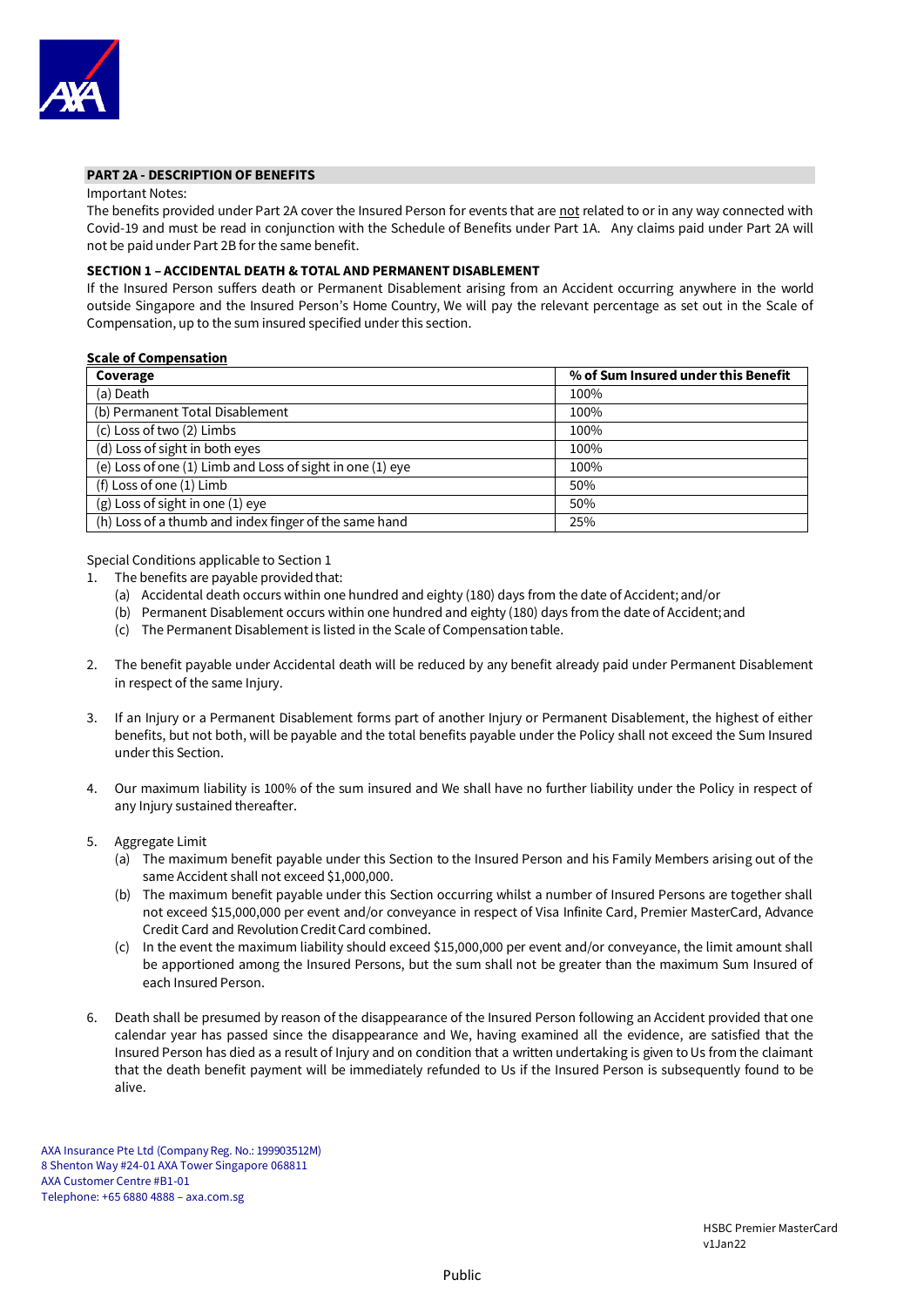## PART 2A - DESCRIPTION OF BENEFITS

Important Notes:

The benefits provided under Part 2A cover the Insured Person for events that are not related to or in any way connected with Covid-19 and must be read in conjunction with the Schedule of Benefits under Part 1A. Any claims paid under Part 2A will not be paid under Part 2B for the same benefit.

### SECTION 1 – ACCIDENTAL DEATH & TOTAL AND PERMANENT DISABLEMENT

If the Insured Person suffers death or Permanent Disablement arising from an Accident occurring anywhere in the world outside Singapore and the Insured Person's Home Country, We will pay the relevant percentage as set out in the Scale of Compensation, up to the sum insured specified under this section.

**Scale of Compensation**

| Coverage | % of Sum Insured under this Benefit |
|---|---|
| (a) Death | 100% |
| (b) Permanent Total Disablement | 100% |
| (c) Loss of two (2) Limbs | 100% |
| (d) Loss of sight in both eyes | 100% |
| (e) Loss of one (1) Limb and Loss of sight in one (1) eye | 100% |
| (f) Loss of one (1) Limb | 50% |
| (g) Loss of sight in one (1) eye | 50% |
| (h) Loss of a thumb and index finger of the same hand | 25% |

Special Conditions applicable to Section 1

1. The benefits are payable provided that:
   (a) Accidental death occurs within one hundred and eighty (180) days from the date of Accident; and/or
   (b) Permanent Disablement occurs within one hundred and eighty (180) days from the date of Accident; and
   (c) The Permanent Disablement is listed in the Scale of Compensation table.

2. The benefit payable under Accidental death will be reduced by any benefit already paid under Permanent Disablement in respect of the same Injury.

3. If an Injury or a Permanent Disablement forms part of another Injury or Permanent Disablement, the highest of either benefits, but not both, will be payable and the total benefits payable under the Policy shall not exceed the Sum Insured under this Section.

4. Our maximum liability is 100% of the sum insured and We shall have no further liability under the Policy in respect of any Injury sustained thereafter.

5. Aggregate Limit
   (a) The maximum benefit payable under this Section to the Insured Person and his Family Members arising out of the same Accident shall not exceed $1,000,000.
   (b) The maximum benefit payable under this Section occurring whilst a number of Insured Persons are together shall not exceed $15,000,000 per event and/or conveyance in respect of Visa Infinite Card, Premier MasterCard, Advance Credit Card and Revolution Credit Card combined.
   (c) In the event the maximum liability should exceed $15,000,000 per event and/or conveyance, the limit amount shall be apportioned among the Insured Persons, but the sum shall not be greater than the maximum Sum Insured of each Insured Person.

6. Death shall be presumed by reason of the disappearance of the Insured Person following an Accident provided that one calendar year has passed since the disappearance and We, having examined all the evidence, are satisfied that the Insured Person has died as a result of Injury and on condition that a written undertaking is given to Us from the claimant that the death benefit payment will be immediately refunded to Us if the Insured Person is subsequently found to be alive.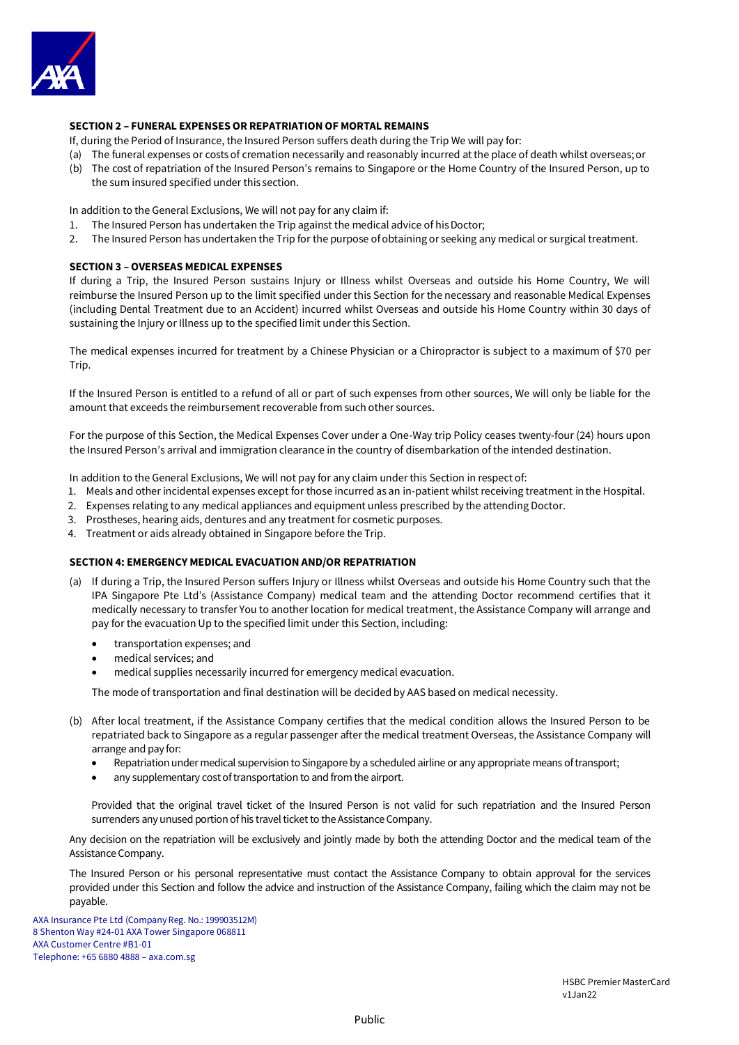**SECTION 2 – FUNERAL EXPENSES OR REPATRIATION OF MORTAL REMAINS**

If, during the Period of Insurance, the Insured Person suffers death during the Trip We will pay for:

(a) The funeral expenses or costs of cremation necessarily and reasonably incurred at the place of death whilst overseas; or
(b) The cost of repatriation of the Insured Person's remains to Singapore or the Home Country of the Insured Person, up to the sum insured specified under this section.

In addition to the General Exclusions, We will not pay for any claim if:

1. The Insured Person has undertaken the Trip against the medical advice of his Doctor;
2. The Insured Person has undertaken the Trip for the purpose of obtaining or seeking any medical or surgical treatment.

**SECTION 3 – OVERSEAS MEDICAL EXPENSES**

If during a Trip, the Insured Person sustains Injury or Illness whilst Overseas and outside his Home Country, We will reimburse the Insured Person up to the limit specified under this Section for the necessary and reasonable Medical Expenses (including Dental Treatment due to an Accident) incurred whilst Overseas and outside his Home Country within 30 days of sustaining the Injury or Illness up to the specified limit under this Section.

The medical expenses incurred for treatment by a Chinese Physician or a Chiropractor is subject to a maximum of $70 per Trip.

If the Insured Person is entitled to a refund of all or part of such expenses from other sources, We will only be liable for the amount that exceeds the reimbursement recoverable from such other sources.

For the purpose of this Section, the Medical Expenses Cover under a One-Way trip Policy ceases twenty-four (24) hours upon the Insured Person's arrival and immigration clearance in the country of disembarkation of the intended destination.

In addition to the General Exclusions, We will not pay for any claim under this Section in respect of:

1. Meals and other incidental expenses except for those incurred as an in-patient whilst receiving treatment in the Hospital.
2. Expenses relating to any medical appliances and equipment unless prescribed by the attending Doctor.
3. Prostheses, hearing aids, dentures and any treatment for cosmetic purposes.
4. Treatment or aids already obtained in Singapore before the Trip.

**SECTION 4: EMERGENCY MEDICAL EVACUATION AND/OR REPATRIATION**

(a) If during a Trip, the Insured Person suffers Injury or Illness whilst Overseas and outside his Home Country such that the IPA Singapore Pte Ltd's (Assistance Company) medical team and the attending Doctor recommend certifies that it medically necessary to transfer You to another location for medical treatment, the Assistance Company will arrange and pay for the evacuation Up to the specified limit under this Section, including:

- transportation expenses; and
- medical services; and
- medical supplies necessarily incurred for emergency medical evacuation.

The mode of transportation and final destination will be decided by AAS based on medical necessity.

(b) After local treatment, if the Assistance Company certifies that the medical condition allows the Insured Person to be repatriated back to Singapore as a regular passenger after the medical treatment Overseas, the Assistance Company will arrange and pay for:

- Repatriation under medical supervision to Singapore by a scheduled airline or any appropriate means of transport;
- any supplementary cost of transportation to and from the airport.

Provided that the original travel ticket of the Insured Person is not valid for such repatriation and the Insured Person surrenders any unused portion of his travel ticket to the Assistance Company.

Any decision on the repatriation will be exclusively and jointly made by both the attending Doctor and the medical team of the Assistance Company.

The Insured Person or his personal representative must contact the Assistance Company to obtain approval for the services provided under this Section and follow the advice and instruction of the Assistance Company, failing which the claim may not be payable.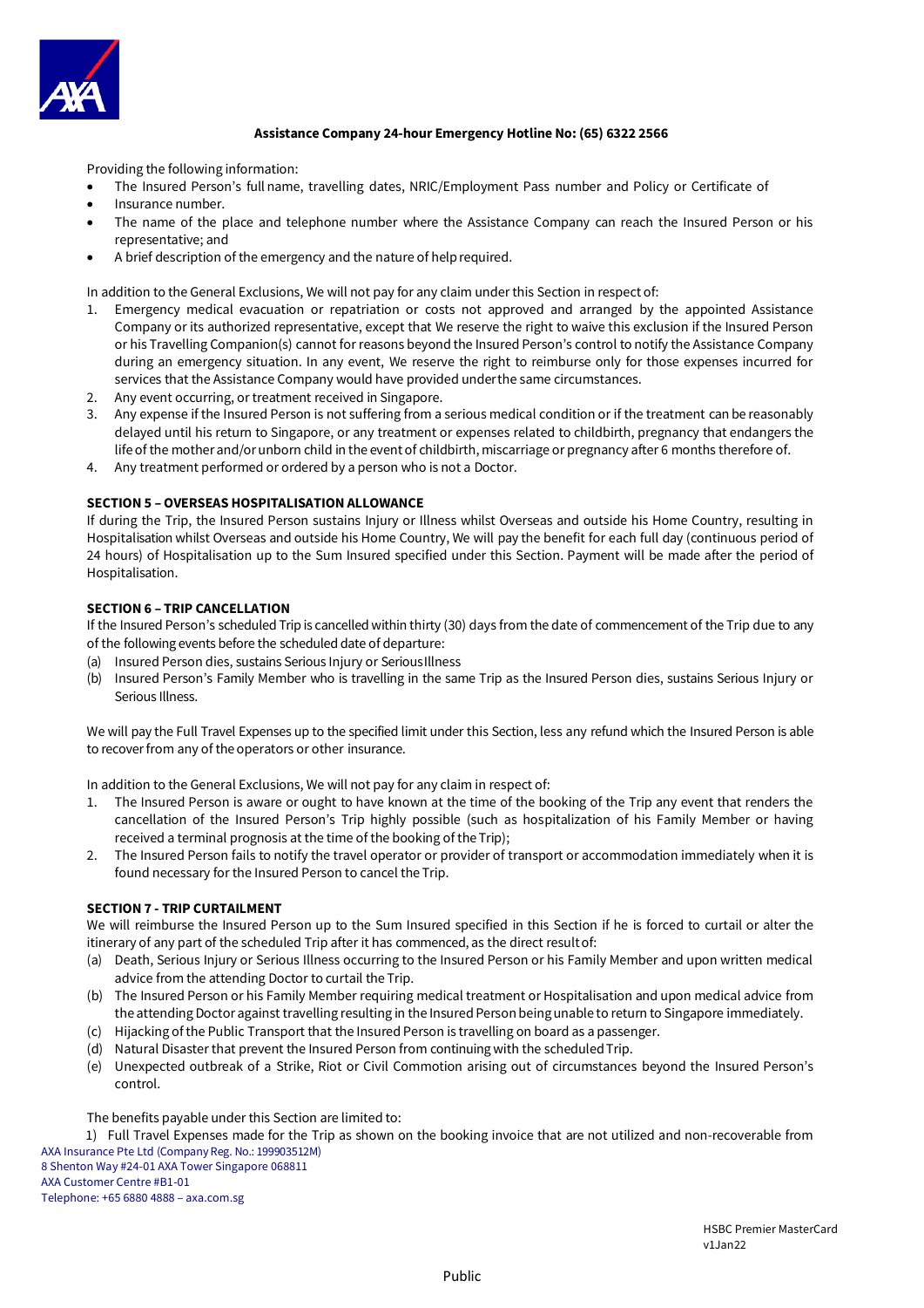**Assistance Company 24-hour Emergency Hotline No: (65) 6322 2566**

Providing the following information:

- The Insured Person's full name, travelling dates, NRIC/Employment Pass number and Policy or Certificate of
- Insurance number.
- The name of the place and telephone number where the Assistance Company can reach the Insured Person or his representative; and
- A brief description of the emergency and the nature of help required.

In addition to the General Exclusions, We will not pay for any claim under this Section in respect of:

1. Emergency medical evacuation or repatriation or costs not approved and arranged by the appointed Assistance Company or its authorized representative, except that We reserve the right to waive this exclusion if the Insured Person or his Travelling Companion(s) cannot for reasons beyond the Insured Person's control to notify the Assistance Company during an emergency situation. In any event, We reserve the right to reimburse only for those expenses incurred for services that the Assistance Company would have provided under the same circumstances.
2. Any event occurring, or treatment received in Singapore.
3. Any expense if the Insured Person is not suffering from a serious medical condition or if the treatment can be reasonably delayed until his return to Singapore, or any treatment or expenses related to childbirth, pregnancy that endangers the life of the mother and/or unborn child in the event of childbirth, miscarriage or pregnancy after 6 months therefore of.
4. Any treatment performed or ordered by a person who is not a Doctor.

**SECTION 5 – OVERSEAS HOSPITALISATION ALLOWANCE**

If during the Trip, the Insured Person sustains Injury or Illness whilst Overseas and outside his Home Country, resulting in Hospitalisation whilst Overseas and outside his Home Country, We will pay the benefit for each full day (continuous period of 24 hours) of Hospitalisation up to the Sum Insured specified under this Section. Payment will be made after the period of Hospitalisation.

**SECTION 6 – TRIP CANCELLATION**

If the Insured Person's scheduled Trip is cancelled within thirty (30) days from the date of commencement of the Trip due to any of the following events before the scheduled date of departure:

(a) Insured Person dies, sustains Serious Injury or Serious Illness
(b) Insured Person's Family Member who is travelling in the same Trip as the Insured Person dies, sustains Serious Injury or Serious Illness.

We will pay the Full Travel Expenses up to the specified limit under this Section, less any refund which the Insured Person is able to recover from any of the operators or other insurance.

In addition to the General Exclusions, We will not pay for any claim in respect of:

1. The Insured Person is aware or ought to have known at the time of the booking of the Trip any event that renders the cancellation of the Insured Person's Trip highly possible (such as hospitalization of his Family Member or having received a terminal prognosis at the time of the booking of the Trip);
2. The Insured Person fails to notify the travel operator or provider of transport or accommodation immediately when it is found necessary for the Insured Person to cancel the Trip.

**SECTION 7 - TRIP CURTAILMENT**

We will reimburse the Insured Person up to the Sum Insured specified in this Section if he is forced to curtail or alter the itinerary of any part of the scheduled Trip after it has commenced, as the direct result of:

(a) Death, Serious Injury or Serious Illness occurring to the Insured Person or his Family Member and upon written medical advice from the attending Doctor to curtail the Trip.
(b) The Insured Person or his Family Member requiring medical treatment or Hospitalisation and upon medical advice from the attending Doctor against travelling resulting in the Insured Person being unable to return to Singapore immediately.
(c) Hijacking of the Public Transport that the Insured Person is travelling on board as a passenger.
(d) Natural Disaster that prevent the Insured Person from continuing with the scheduled Trip.
(e) Unexpected outbreak of a Strike, Riot or Civil Commotion arising out of circumstances beyond the Insured Person's control.

The benefits payable under this Section are limited to:

1) Full Travel Expenses made for the Trip as shown on the booking invoice that are not utilized and non-recoverable from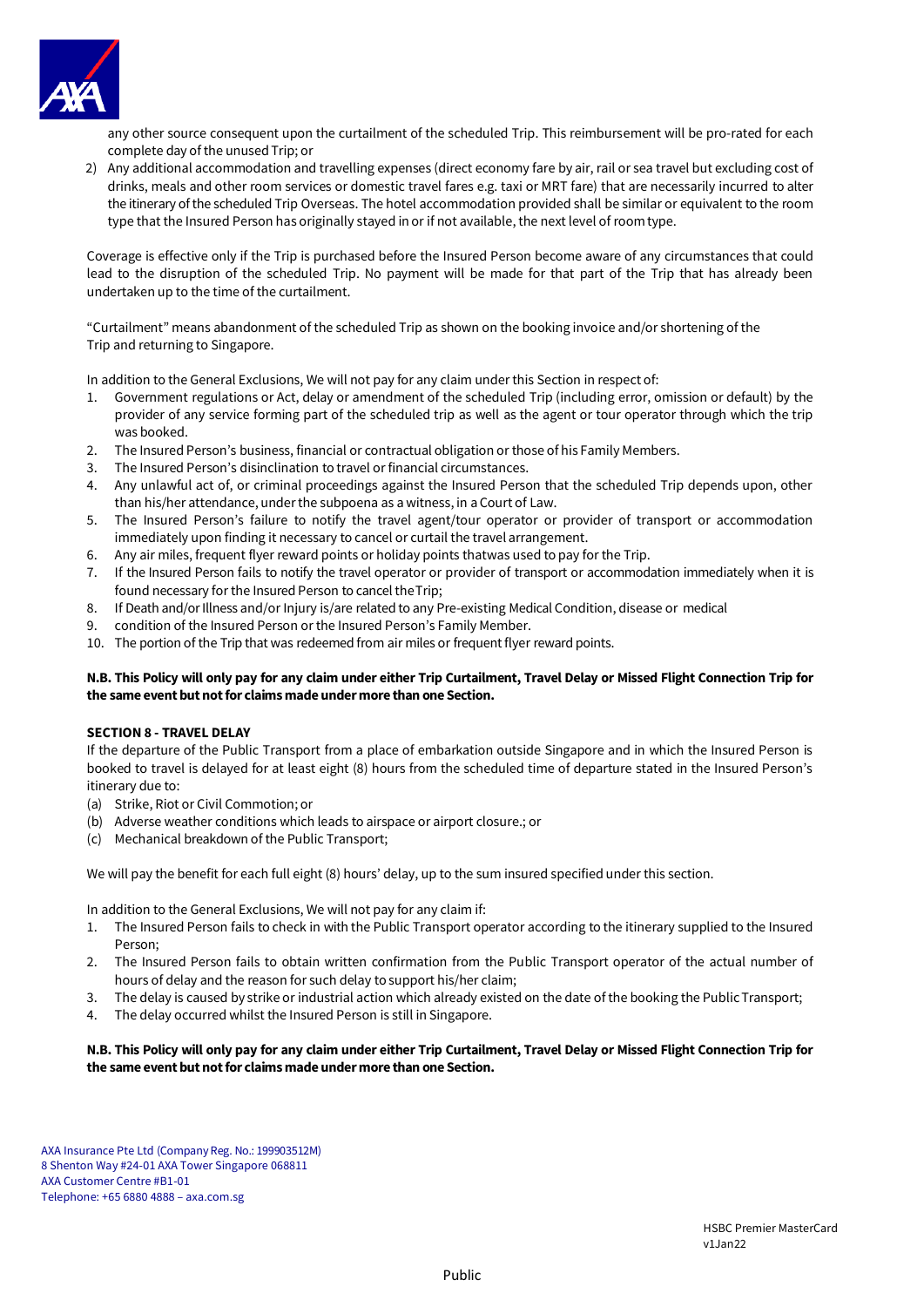any other source consequent upon the curtailment of the scheduled Trip. This reimbursement will be pro-rated for each complete day of the unused Trip; or

2) Any additional accommodation and travelling expenses (direct economy fare by air, rail or sea travel but excluding cost of drinks, meals and other room services or domestic travel fares e.g. taxi or MRT fare) that are necessarily incurred to alter the itinerary of the scheduled Trip Overseas. The hotel accommodation provided shall be similar or equivalent to the room type that the Insured Person has originally stayed in or if not available, the next level of room type.

Coverage is effective only if the Trip is purchased before the Insured Person become aware of any circumstances that could lead to the disruption of the scheduled Trip. No payment will be made for that part of the Trip that has already been undertaken up to the time of the curtailment.

"Curtailment" means abandonment of the scheduled Trip as shown on the booking invoice and/or shortening of the Trip and returning to Singapore.

In addition to the General Exclusions, We will not pay for any claim under this Section in respect of:

1. Government regulations or Act, delay or amendment of the scheduled Trip (including error, omission or default) by the provider of any service forming part of the scheduled trip as well as the agent or tour operator through which the trip was booked.
2. The Insured Person's business, financial or contractual obligation or those of his Family Members.
3. The Insured Person's disinclination to travel or financial circumstances.
4. Any unlawful act of, or criminal proceedings against the Insured Person that the scheduled Trip depends upon, other than his/her attendance, under the subpoena as a witness, in a Court of Law.
5. The Insured Person's failure to notify the travel agent/tour operator or provider of transport or accommodation immediately upon finding it necessary to cancel or curtail the travel arrangement.
6. Any air miles, frequent flyer reward points or holiday points thatwas used to pay for the Trip.
7. If the Insured Person fails to notify the travel operator or provider of transport or accommodation immediately when it is found necessary for the Insured Person to cancel theTrip;
8. If Death and/or Illness and/or Injury is/are related to any Pre-existing Medical Condition, disease or medical
9. condition of the Insured Person or the Insured Person's Family Member.
10. The portion of the Trip that was redeemed from air miles or frequent flyer reward points.

**N.B. This Policy will only pay for any claim under either Trip Curtailment, Travel Delay or Missed Flight Connection Trip for the same event but not for claims made under more than one Section.**

**SECTION 8 - TRAVEL DELAY**

If the departure of the Public Transport from a place of embarkation outside Singapore and in which the Insured Person is booked to travel is delayed for at least eight (8) hours from the scheduled time of departure stated in the Insured Person's itinerary due to:

(a) Strike, Riot or Civil Commotion; or
(b) Adverse weather conditions which leads to airspace or airport closure.; or
(c) Mechanical breakdown of the Public Transport;

We will pay the benefit for each full eight (8) hours' delay, up to the sum insured specified under this section.

In addition to the General Exclusions, We will not pay for any claim if:

1. The Insured Person fails to check in with the Public Transport operator according to the itinerary supplied to the Insured Person;
2. The Insured Person fails to obtain written confirmation from the Public Transport operator of the actual number of hours of delay and the reason for such delay to support his/her claim;
3. The delay is caused by strike or industrial action which already existed on the date of the booking the Public Transport;
4. The delay occurred whilst the Insured Person is still in Singapore.

**N.B. This Policy will only pay for any claim under either Trip Curtailment, Travel Delay or Missed Flight Connection Trip for the same event but not for claims made under more than one Section.**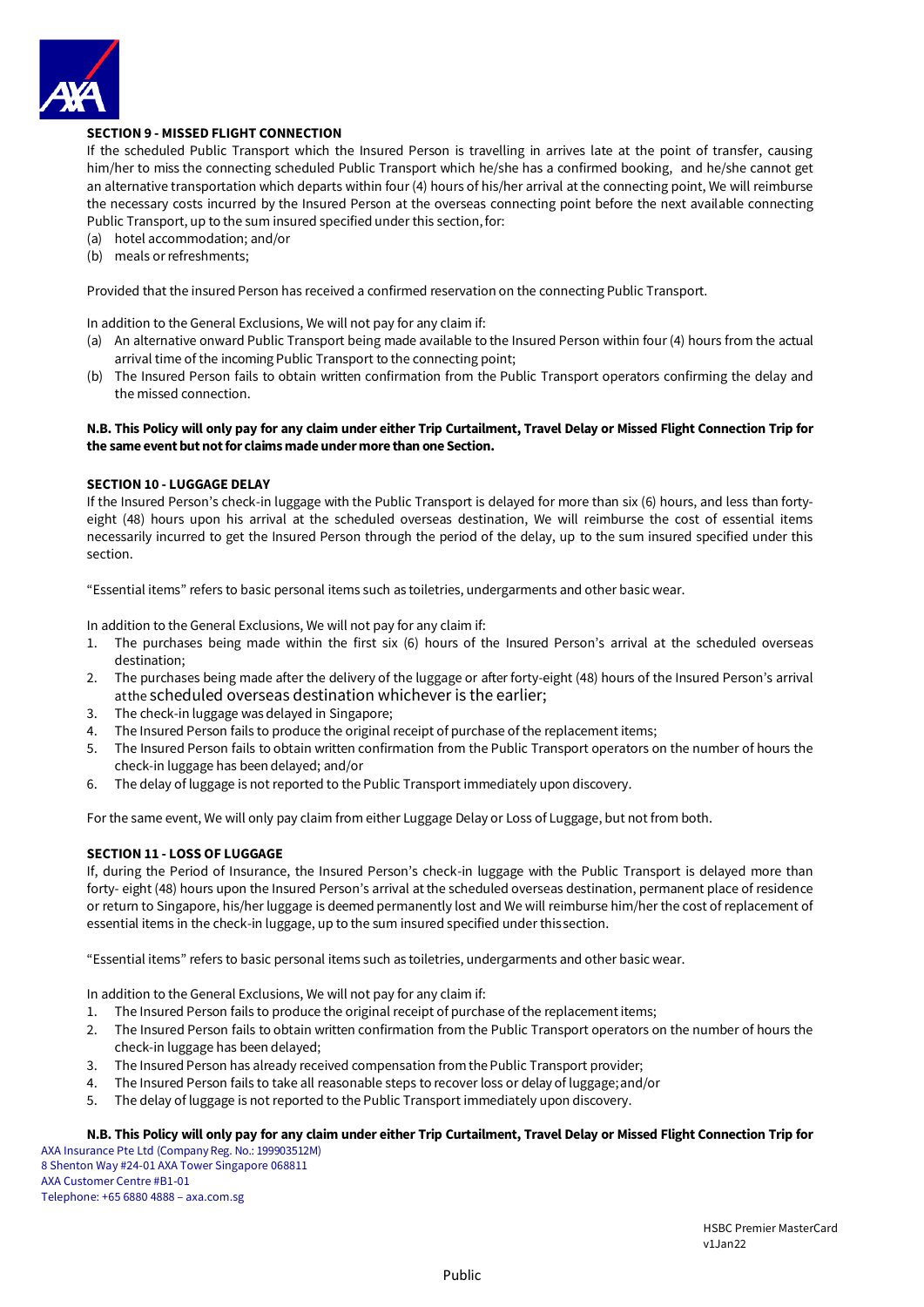**SECTION 9 - MISSED FLIGHT CONNECTION**

If the scheduled Public Transport which the Insured Person is travelling in arrives late at the point of transfer, causing him/her to miss the connecting scheduled Public Transport which he/she has a confirmed booking, and he/she cannot get an alternative transportation which departs within four (4) hours of his/her arrival at the connecting point, We will reimburse the necessary costs incurred by the Insured Person at the overseas connecting point before the next available connecting Public Transport, up to the sum insured specified under this section, for:

(a) hotel accommodation; and/or
(b) meals or refreshments;

Provided that the insured Person has received a confirmed reservation on the connecting Public Transport.

In addition to the General Exclusions, We will not pay for any claim if:

(a) An alternative onward Public Transport being made available to the Insured Person within four (4) hours from the actual arrival time of the incoming Public Transport to the connecting point;
(b) The Insured Person fails to obtain written confirmation from the Public Transport operators confirming the delay and the missed connection.

**N.B. This Policy will only pay for any claim under either Trip Curtailment, Travel Delay or Missed Flight Connection Trip for the same event but not for claims made under more than one Section.**

**SECTION 10 - LUGGAGE DELAY**

If the Insured Person's check-in luggage with the Public Transport is delayed for more than six (6) hours, and less than forty-eight (48) hours upon his arrival at the scheduled overseas destination, We will reimburse the cost of essential items necessarily incurred to get the Insured Person through the period of the delay, up to the sum insured specified under this section.

"Essential items" refers to basic personal items such as toiletries, undergarments and other basic wear.

In addition to the General Exclusions, We will not pay for any claim if:

1. The purchases being made within the first six (6) hours of the Insured Person's arrival at the scheduled overseas destination;
2. The purchases being made after the delivery of the luggage or after forty-eight (48) hours of the Insured Person's arrival at the scheduled overseas destination whichever is the earlier;
3. The check-in luggage was delayed in Singapore;
4. The Insured Person fails to produce the original receipt of purchase of the replacement items;
5. The Insured Person fails to obtain written confirmation from the Public Transport operators on the number of hours the check-in luggage has been delayed; and/or
6. The delay of luggage is not reported to the Public Transport immediately upon discovery.

For the same event, We will only pay claim from either Luggage Delay or Loss of Luggage, but not from both.

**SECTION 11 - LOSS OF LUGGAGE**

If, during the Period of Insurance, the Insured Person's check-in luggage with the Public Transport is delayed more than forty- eight (48) hours upon the Insured Person's arrival at the scheduled overseas destination, permanent place of residence or return to Singapore, his/her luggage is deemed permanently lost and We will reimburse him/her the cost of replacement of essential items in the check-in luggage, up to the sum insured specified under this section.

"Essential items" refers to basic personal items such as toiletries, undergarments and other basic wear.

In addition to the General Exclusions, We will not pay for any claim if:

1. The Insured Person fails to produce the original receipt of purchase of the replacement items;
2. The Insured Person fails to obtain written confirmation from the Public Transport operators on the number of hours the check-in luggage has been delayed;
3. The Insured Person has already received compensation from the Public Transport provider;
4. The Insured Person fails to take all reasonable steps to recover loss or delay of luggage; and/or
5. The delay of luggage is not reported to the Public Transport immediately upon discovery.

**N.B. This Policy will only pay for any claim under either Trip Curtailment, Travel Delay or Missed Flight Connection Trip for**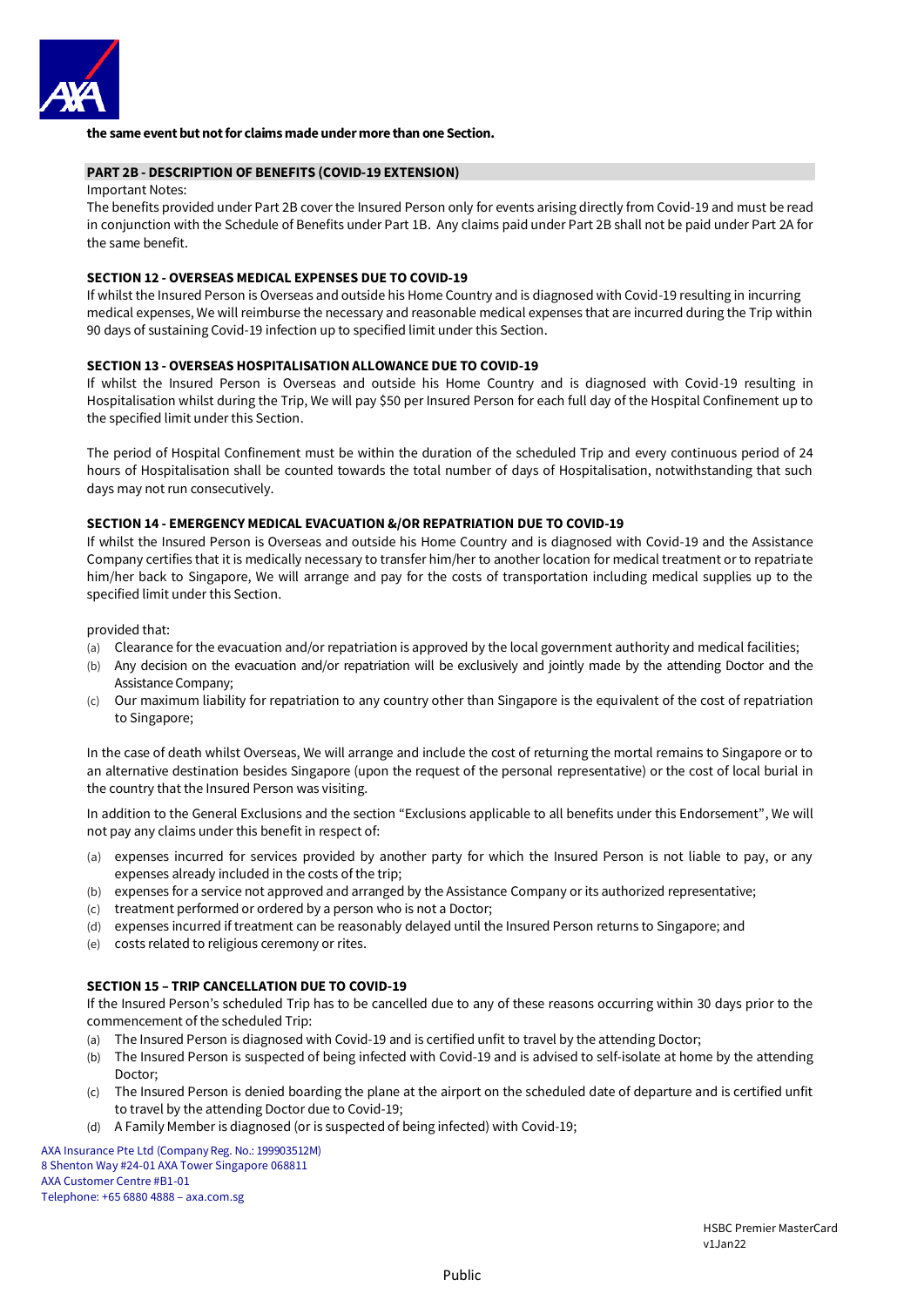**the same event but not for claims made under more than one Section.**

## PART 2B - DESCRIPTION OF BENEFITS (COVID-19 EXTENSION)

Important Notes:

The benefits provided under Part 2B cover the Insured Person only for events arising directly from Covid-19 and must be read in conjunction with the Schedule of Benefits under Part 1B. Any claims paid under Part 2B shall not be paid under Part 2A for the same benefit.

### SECTION 12 - OVERSEAS MEDICAL EXPENSES DUE TO COVID-19

If whilst the Insured Person is Overseas and outside his Home Country and is diagnosed with Covid-19 resulting in incurring medical expenses, We will reimburse the necessary and reasonable medical expenses that are incurred during the Trip within 90 days of sustaining Covid-19 infection up to specified limit under this Section.

### SECTION 13 - OVERSEAS HOSPITALISATION ALLOWANCE DUE TO COVID-19

If whilst the Insured Person is Overseas and outside his Home Country and is diagnosed with Covid-19 resulting in Hospitalisation whilst during the Trip, We will pay $50 per Insured Person for each full day of the Hospital Confinement up to the specified limit under this Section.

The period of Hospital Confinement must be within the duration of the scheduled Trip and every continuous period of 24 hours of Hospitalisation shall be counted towards the total number of days of Hospitalisation, notwithstanding that such days may not run consecutively.

### SECTION 14 - EMERGENCY MEDICAL EVACUATION &/OR REPATRIATION DUE TO COVID-19

If whilst the Insured Person is Overseas and outside his Home Country and is diagnosed with Covid-19 and the Assistance Company certifies that it is medically necessary to transfer him/her to another location for medical treatment or to repatriate him/her back to Singapore, We will arrange and pay for the costs of transportation including medical supplies up to the specified limit under this Section.

provided that:

(a) Clearance for the evacuation and/or repatriation is approved by the local government authority and medical facilities;
(b) Any decision on the evacuation and/or repatriation will be exclusively and jointly made by the attending Doctor and the Assistance Company;
(c) Our maximum liability for repatriation to any country other than Singapore is the equivalent of the cost of repatriation to Singapore;

In the case of death whilst Overseas, We will arrange and include the cost of returning the mortal remains to Singapore or to an alternative destination besides Singapore (upon the request of the personal representative) or the cost of local burial in the country that the Insured Person was visiting.

In addition to the General Exclusions and the section "Exclusions applicable to all benefits under this Endorsement", We will not pay any claims under this benefit in respect of:

(a) expenses incurred for services provided by another party for which the Insured Person is not liable to pay, or any expenses already included in the costs of the trip;
(b) expenses for a service not approved and arranged by the Assistance Company or its authorized representative;
(c) treatment performed or ordered by a person who is not a Doctor;
(d) expenses incurred if treatment can be reasonably delayed until the Insured Person returns to Singapore; and
(e) costs related to religious ceremony or rites.

### SECTION 15 – TRIP CANCELLATION DUE TO COVID-19

If the Insured Person's scheduled Trip has to be cancelled due to any of these reasons occurring within 30 days prior to the commencement of the scheduled Trip:

(a) The Insured Person is diagnosed with Covid-19 and is certified unfit to travel by the attending Doctor;
(b) The Insured Person is suspected of being infected with Covid-19 and is advised to self-isolate at home by the attending Doctor;
(c) The Insured Person is denied boarding the plane at the airport on the scheduled date of departure and is certified unfit to travel by the attending Doctor due to Covid-19;
(d) A Family Member is diagnosed (or is suspected of being infected) with Covid-19;

AXA Insurance Pte Ltd (Company Reg. No.: 199903512M)
8 Shenton Way #24-01 AXA Tower Singapore 068811
AXA Customer Centre #B1-01
Telephone: +65 6880 4888 – axa.com.sg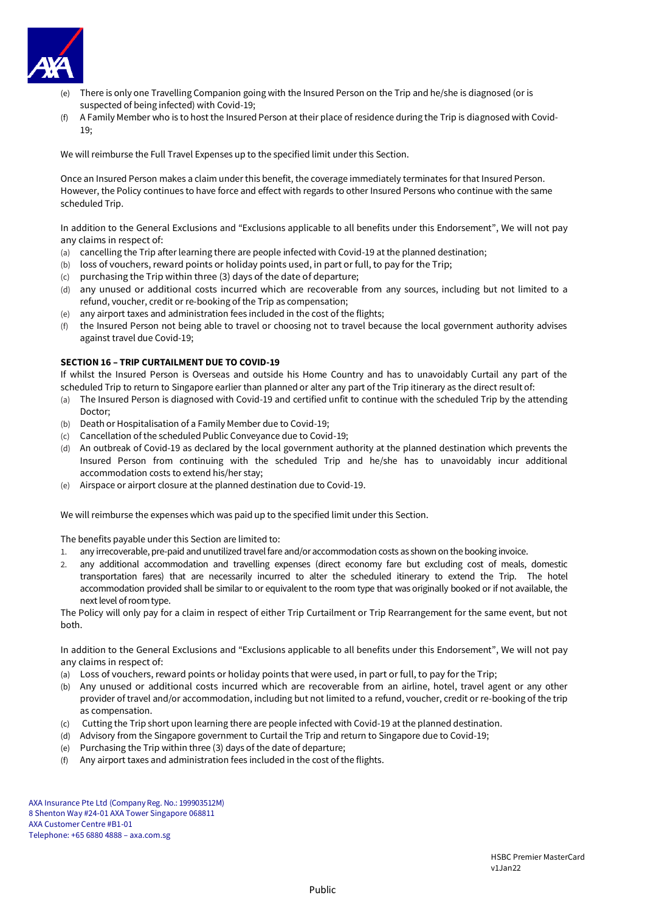(e) There is only one Travelling Companion going with the Insured Person on the Trip and he/she is diagnosed (or is suspected of being infected) with Covid-19;
(f) A Family Member who is to host the Insured Person at their place of residence during the Trip is diagnosed with Covid-19;

We will reimburse the Full Travel Expenses up to the specified limit under this Section.

Once an Insured Person makes a claim under this benefit, the coverage immediately terminates for that Insured Person. However, the Policy continues to have force and effect with regards to other Insured Persons who continue with the same scheduled Trip.

In addition to the General Exclusions and "Exclusions applicable to all benefits under this Endorsement", We will not pay any claims in respect of:

(a) cancelling the Trip after learning there are people infected with Covid-19 at the planned destination;
(b) loss of vouchers, reward points or holiday points used, in part or full, to pay for the Trip;
(c) purchasing the Trip within three (3) days of the date of departure;
(d) any unused or additional costs incurred which are recoverable from any sources, including but not limited to a refund, voucher, credit or re-booking of the Trip as compensation;
(e) any airport taxes and administration fees included in the cost of the flights;
(f) the Insured Person not being able to travel or choosing not to travel because the local government authority advises against travel due Covid-19;

**SECTION 16 – TRIP CURTAILMENT DUE TO COVID-19**

If whilst the Insured Person is Overseas and outside his Home Country and has to unavoidably Curtail any part of the scheduled Trip to return to Singapore earlier than planned or alter any part of the Trip itinerary as the direct result of:

(a) The Insured Person is diagnosed with Covid-19 and certified unfit to continue with the scheduled Trip by the attending Doctor;
(b) Death or Hospitalisation of a Family Member due to Covid-19;
(c) Cancellation of the scheduled Public Conveyance due to Covid-19;
(d) An outbreak of Covid-19 as declared by the local government authority at the planned destination which prevents the Insured Person from continuing with the scheduled Trip and he/she has to unavoidably incur additional accommodation costs to extend his/her stay;
(e) Airspace or airport closure at the planned destination due to Covid-19.

We will reimburse the expenses which was paid up to the specified limit under this Section.

The benefits payable under this Section are limited to:

1. any irrecoverable, pre-paid and unutilized travel fare and/or accommodation costs as shown on the booking invoice.
2. any additional accommodation and travelling expenses (direct economy fare but excluding cost of meals, domestic transportation fares) that are necessarily incurred to alter the scheduled itinerary to extend the Trip. The hotel accommodation provided shall be similar to or equivalent to the room type that was originally booked or if not available, the next level of room type.

The Policy will only pay for a claim in respect of either Trip Curtailment or Trip Rearrangement for the same event, but not both.

In addition to the General Exclusions and "Exclusions applicable to all benefits under this Endorsement", We will not pay any claims in respect of:

(a) Loss of vouchers, reward points or holiday points that were used, in part or full, to pay for the Trip;
(b) Any unused or additional costs incurred which are recoverable from an airline, hotel, travel agent or any other provider of travel and/or accommodation, including but not limited to a refund, voucher, credit or re-booking of the trip as compensation.
(c) Cutting the Trip short upon learning there are people infected with Covid-19 at the planned destination.
(d) Advisory from the Singapore government to Curtail the Trip and return to Singapore due to Covid-19;
(e) Purchasing the Trip within three (3) days of the date of departure;
(f) Any airport taxes and administration fees included in the cost of the flights.

AXA Insurance Pte Ltd (Company Reg. No.: 199903512M)
8 Shenton Way #24-01 AXA Tower Singapore 068811
AXA Customer Centre #B1-01
Telephone: +65 6880 4888 – axa.com.sg

HSBC Premier MasterCard
v1Jan22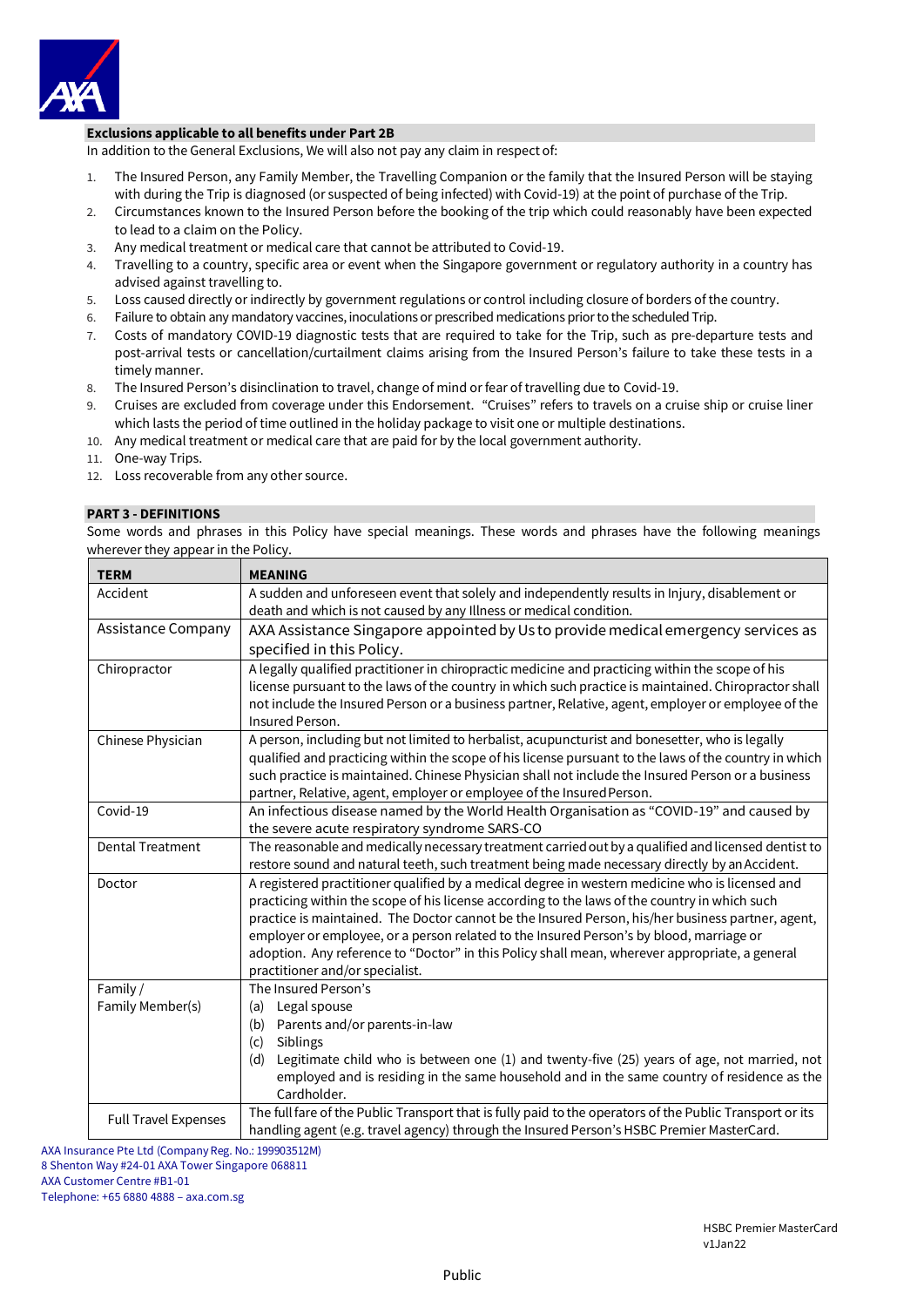### Exclusions applicable to all benefits under Part 2B

In addition to the General Exclusions, We will also not pay any claim in respect of:

1. The Insured Person, any Family Member, the Travelling Companion or the family that the Insured Person will be staying with during the Trip is diagnosed (or suspected of being infected) with Covid-19) at the point of purchase of the Trip.
2. Circumstances known to the Insured Person before the booking of the trip which could reasonably have been expected to lead to a claim on the Policy.
3. Any medical treatment or medical care that cannot be attributed to Covid-19.
4. Travelling to a country, specific area or event when the Singapore government or regulatory authority in a country has advised against travelling to.
5. Loss caused directly or indirectly by government regulations or control including closure of borders of the country.
6. Failure to obtain any mandatory vaccines, inoculations or prescribed medications prior to the scheduled Trip.
7. Costs of mandatory COVID-19 diagnostic tests that are required to take for the Trip, such as pre-departure tests and post-arrival tests or cancellation/curtailment claims arising from the Insured Person's failure to take these tests in a timely manner.
8. The Insured Person's disinclination to travel, change of mind or fear of travelling due to Covid-19.
9. Cruises are excluded from coverage under this Endorsement. "Cruises" refers to travels on a cruise ship or cruise liner which lasts the period of time outlined in the holiday package to visit one or multiple destinations.
10. Any medical treatment or medical care that are paid for by the local government authority.
11. One-way Trips.
12. Loss recoverable from any other source.

## PART 3 - DEFINITIONS

Some words and phrases in this Policy have special meanings. These words and phrases have the following meanings wherever they appear in the Policy.

| TERM | MEANING |
|---|---|
| Accident | A sudden and unforeseen event that solely and independently results in Injury, disablement or death and which is not caused by any Illness or medical condition. |
| Assistance Company | AXA Assistance Singapore appointed by Us to provide medical emergency services as specified in this Policy. |
| Chiropractor | A legally qualified practitioner in chiropractic medicine and practicing within the scope of his license pursuant to the laws of the country in which such practice is maintained. Chiropractor shall not include the Insured Person or a business partner, Relative, agent, employer or employee of the Insured Person. |
| Chinese Physician | A person, including but not limited to herbalist, acupuncturist and bonesetter, who is legally qualified and practicing within the scope of his license pursuant to the laws of the country in which such practice is maintained. Chinese Physician shall not include the Insured Person or a business partner, Relative, agent, employer or employee of the Insured Person. |
| Covid-19 | An infectious disease named by the World Health Organisation as "COVID-19" and caused by the severe acute respiratory syndrome SARS-CO |
| Dental Treatment | The reasonable and medically necessary treatment carried out by a qualified and licensed dentist to restore sound and natural teeth, such treatment being made necessary directly by an Accident. |
| Doctor | A registered practitioner qualified by a medical degree in western medicine who is licensed and practicing within the scope of his license according to the laws of the country in which such practice is maintained. The Doctor cannot be the Insured Person, his/her business partner, agent, employer or employee, or a person related to the Insured Person's by blood, marriage or adoption. Any reference to "Doctor" in this Policy shall mean, wherever appropriate, a general practitioner and/or specialist. |
| Family / Family Member(s) | The Insured Person's<br>(a) Legal spouse<br>(b) Parents and/or parents-in-law<br>(c) Siblings<br>(d) Legitimate child who is between one (1) and twenty-five (25) years of age, not married, not employed and is residing in the same household and in the same country of residence as the Cardholder. |
| Full Travel Expenses | The full fare of the Public Transport that is fully paid to the operators of the Public Transport or its handling agent (e.g. travel agency) through the Insured Person's HSBC Premier MasterCard. |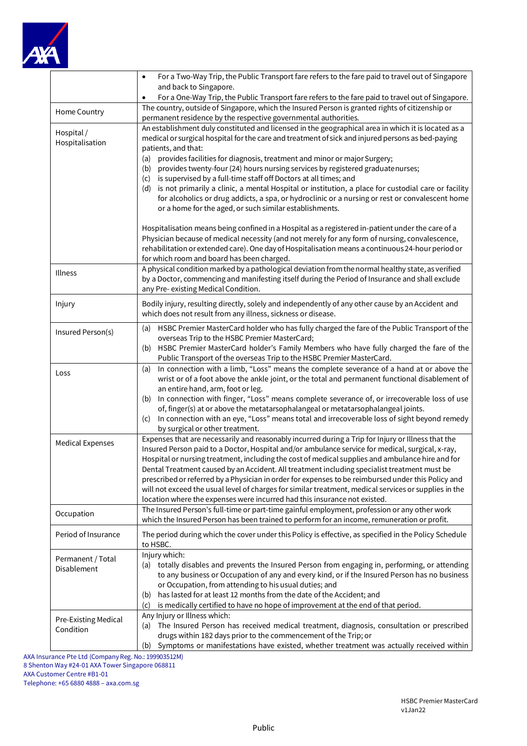| | |
|---|---|
| | • For a Two-Way Trip, the Public Transport fare refers to the fare paid to travel out of Singapore and back to Singapore.<br>• For a One-Way Trip, the Public Transport fare refers to the fare paid to travel out of Singapore. |
| Home Country | The country, outside of Singapore, which the Insured Person is granted rights of citizenship or permanent residence by the respective governmental authorities. |
| Hospital / Hospitalisation | An establishment duly constituted and licensed in the geographical area in which it is located as a medical or surgical hospital for the care and treatment of sick and injured persons as bed-paying patients, and that:<br>(a) provides facilities for diagnosis, treatment and minor or major Surgery;<br>(b) provides twenty-four (24) hours nursing services by registered graduatenurses;<br>(c) is supervised by a full-time staff off Doctors at all times; and<br>(d) is not primarily a clinic, a mental Hospital or institution, a place for custodial care or facility for alcoholics or drug addicts, a spa, or hydroclinic or a nursing or rest or convalescent home or a home for the aged, or such similar establishments.<br><br>Hospitalisation means being confined in a Hospital as a registered in-patient under the care of a Physician because of medical necessity (and not merely for any form of nursing, convalescence, rehabilitation or extended care). One day of Hospitalisation means a continuous 24-hour period or for which room and board has been charged. |
| Illness | A physical condition marked by a pathological deviation from the normal healthy state, as verified by a Doctor, commencing and manifesting itself during the Period of Insurance and shall exclude any Pre- existing Medical Condition. |
| Injury | Bodily injury, resulting directly, solely and independently of any other cause by an Accident and which does not result from any illness, sickness or disease. |
| Insured Person(s) | (a) HSBC Premier MasterCard holder who has fully charged the fare of the Public Transport of the overseas Trip to the HSBC Premier MasterCard;<br>(b) HSBC Premier MasterCard holder's Family Members who have fully charged the fare of the Public Transport of the overseas Trip to the HSBC Premier MasterCard. |
| Loss | (a) In connection with a limb, "Loss" means the complete severance of a hand at or above the wrist or of a foot above the ankle joint, or the total and permanent functional disablement of an entire hand, arm, foot or leg.<br>(b) In connection with finger, "Loss" means complete severance of, or irrecoverable loss of use of, finger(s) at or above the metatarsophalangeal or metatarsophalangeal joints.<br>(c) In connection with an eye, "Loss" means total and irrecoverable loss of sight beyond remedy by surgical or other treatment. |
| Medical Expenses | Expenses that are necessarily and reasonably incurred during a Trip for Injury or Illness that the Insured Person paid to a Doctor, Hospital and/or ambulance service for medical, surgical, x-ray, Hospital or nursing treatment, including the cost of medical supplies and ambulance hire and for Dental Treatment caused by an Accident. All treatment including specialist treatment must be prescribed or referred by a Physician in order for expenses to be reimbursed under this Policy and will not exceed the usual level of charges for similar treatment, medical services or supplies in the location where the expenses were incurred had this insurance not existed. |
| Occupation | The Insured Person's full-time or part-time gainful employment, profession or any other work which the Insured Person has been trained to perform for an income, remuneration or profit. |
| Period of Insurance | The period during which the cover under this Policy is effective, as specified in the Policy Schedule to HSBC. |
| Permanent / Total Disablement | Injury which:<br>(a) totally disables and prevents the Insured Person from engaging in, performing, or attending to any business or Occupation of any and every kind, or if the Insured Person has no business or Occupation, from attending to his usual duties; and<br>(b) has lasted for at least 12 months from the date of the Accident; and<br>(c) is medically certified to have no hope of improvement at the end of that period. |
| Pre-Existing Medical Condition | Any Injury or Illness which:<br>(a) The Insured Person has received medical treatment, diagnosis, consultation or prescribed drugs within 182 days prior to the commencement of the Trip; or<br>(b) Symptoms or manifestations have existed, whether treatment was actually received within |

AXA Insurance Pte Ltd (Company Reg. No.: 199903512M)
8 Shenton Way #24-01 AXA Tower Singapore 068811
AXA Customer Centre #B1-01
Telephone: +65 6880 4888 – axa.com.sg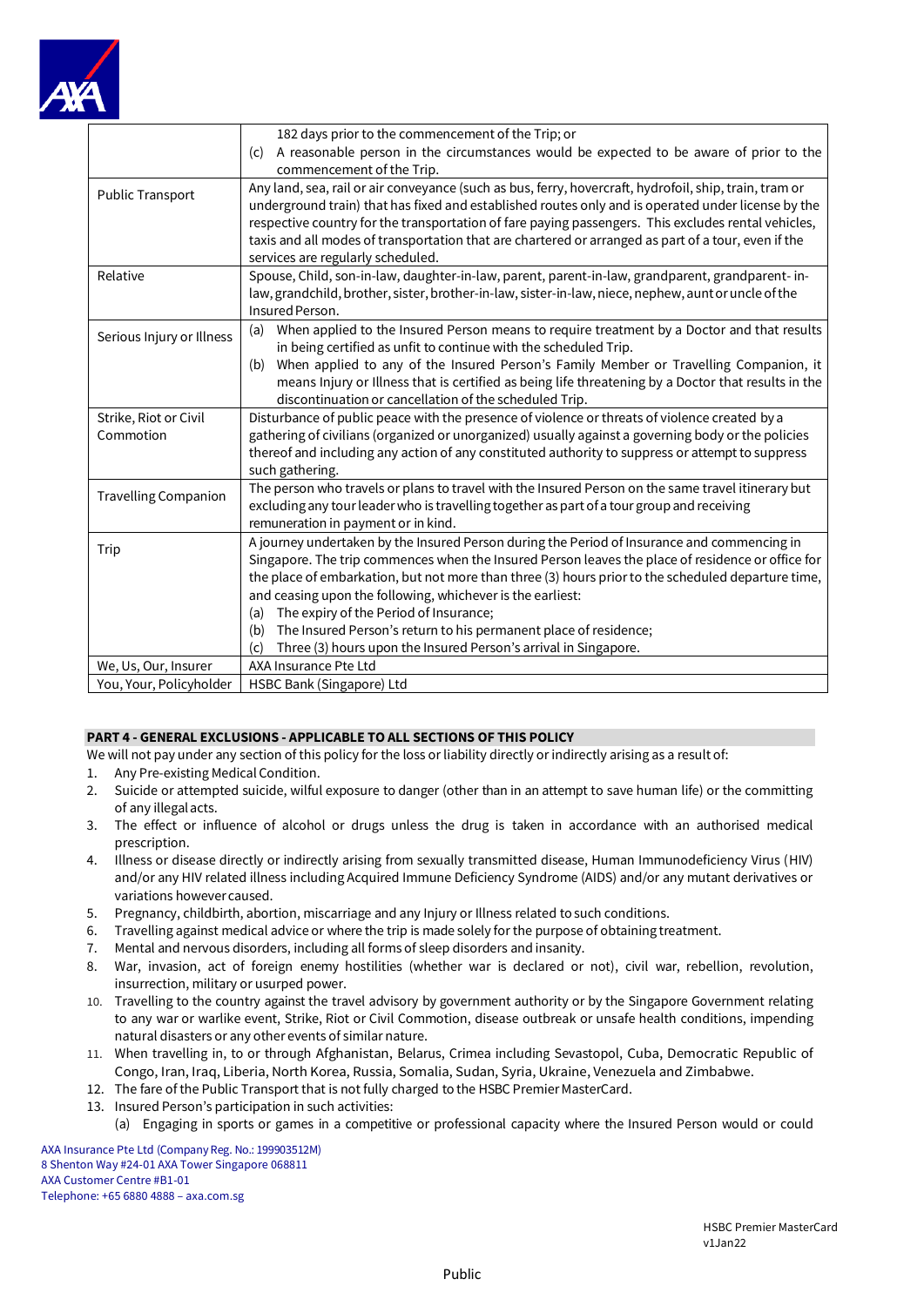| | |
|---|---|
| | 182 days prior to the commencement of the Trip; or<br>(c) A reasonable person in the circumstances would be expected to be aware of prior to the commencement of the Trip. |
| Public Transport | Any land, sea, rail or air conveyance (such as bus, ferry, hovercraft, hydrofoil, ship, train, tram or underground train) that has fixed and established routes only and is operated under license by the respective country for the transportation of fare paying passengers. This excludes rental vehicles, taxis and all modes of transportation that are chartered or arranged as part of a tour, even if the services are regularly scheduled. |
| Relative | Spouse, Child, son-in-law, daughter-in-law, parent, parent-in-law, grandparent, grandparent- in-law, grandchild, brother, sister, brother-in-law, sister-in-law, niece, nephew, aunt or uncle of the Insured Person. |
| Serious Injury or Illness | (a) When applied to the Insured Person means to require treatment by a Doctor and that results in being certified as unfit to continue with the scheduled Trip.<br>(b) When applied to any of the Insured Person's Family Member or Travelling Companion, it means Injury or Illness that is certified as being life threatening by a Doctor that results in the discontinuation or cancellation of the scheduled Trip. |
| Strike, Riot or Civil Commotion | Disturbance of public peace with the presence of violence or threats of violence created by a gathering of civilians (organized or unorganized) usually against a governing body or the policies thereof and including any action of any constituted authority to suppress or attempt to suppress such gathering. |
| Travelling Companion | The person who travels or plans to travel with the Insured Person on the same travel itinerary but excluding any tour leader who is travelling together as part of a tour group and receiving remuneration in payment or in kind. |
| Trip | A journey undertaken by the Insured Person during the Period of Insurance and commencing in Singapore. The trip commences when the Insured Person leaves the place of residence or office for the place of embarkation, but not more than three (3) hours prior to the scheduled departure time, and ceasing upon the following, whichever is the earliest:<br>(a) The expiry of the Period of Insurance;<br>(b) The Insured Person's return to his permanent place of residence;<br>(c) Three (3) hours upon the Insured Person's arrival in Singapore. |
| We, Us, Our, Insurer | AXA Insurance Pte Ltd |
| You, Your, Policyholder | HSBC Bank (Singapore) Ltd |

## PART 4 - GENERAL EXCLUSIONS - APPLICABLE TO ALL SECTIONS OF THIS POLICY

We will not pay under any section of this policy for the loss or liability directly or indirectly arising as a result of:

1. Any Pre-existing Medical Condition.
2. Suicide or attempted suicide, wilful exposure to danger (other than in an attempt to save human life) or the committing of any illegal acts.
3. The effect or influence of alcohol or drugs unless the drug is taken in accordance with an authorised medical prescription.
4. Illness or disease directly or indirectly arising from sexually transmitted disease, Human Immunodeficiency Virus (HIV) and/or any HIV related illness including Acquired Immune Deficiency Syndrome (AIDS) and/or any mutant derivatives or variations however caused.
5. Pregnancy, childbirth, abortion, miscarriage and any Injury or Illness related to such conditions.
6. Travelling against medical advice or where the trip is made solely for the purpose of obtaining treatment.
7. Mental and nervous disorders, including all forms of sleep disorders and insanity.
8. War, invasion, act of foreign enemy hostilities (whether war is declared or not), civil war, rebellion, revolution, insurrection, military or usurped power.
10. Travelling to the country against the travel advisory by government authority or by the Singapore Government relating to any war or warlike event, Strike, Riot or Civil Commotion, disease outbreak or unsafe health conditions, impending natural disasters or any other events of similar nature.
11. When travelling in, to or through Afghanistan, Belarus, Crimea including Sevastopol, Cuba, Democratic Republic of Congo, Iran, Iraq, Liberia, North Korea, Russia, Somalia, Sudan, Syria, Ukraine, Venezuela and Zimbabwe.
12. The fare of the Public Transport that is not fully charged to the HSBC Premier MasterCard.
13. Insured Person's participation in such activities:
    (a) Engaging in sports or games in a competitive or professional capacity where the Insured Person would or could

AXA Insurance Pte Ltd (Company Reg. No.: 199903512M)
8 Shenton Way #24-01 AXA Tower Singapore 068811
AXA Customer Centre #B1-01
Telephone: +65 6880 4888 – axa.com.sg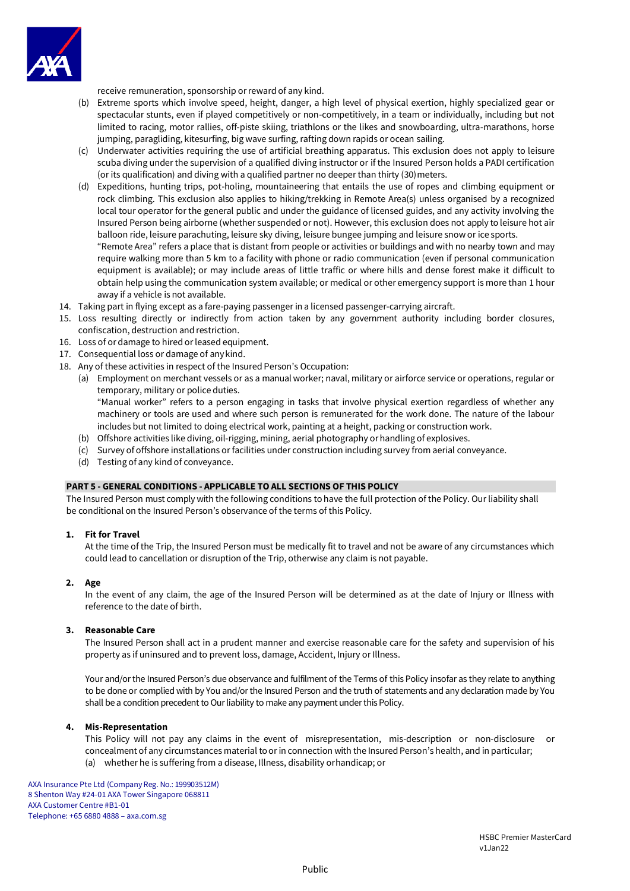receive remuneration, sponsorship or reward of any kind.

(b) Extreme sports which involve speed, height, danger, a high level of physical exertion, highly specialized gear or spectacular stunts, even if played competitively or non-competitively, in a team or individually, including but not limited to racing, motor rallies, off-piste skiing, triathlons or the likes and snowboarding, ultra-marathons, horse jumping, paragliding, kitesurfing, big wave surfing, rafting down rapids or ocean sailing.

(c) Underwater activities requiring the use of artificial breathing apparatus. This exclusion does not apply to leisure scuba diving under the supervision of a qualified diving instructor or if the Insured Person holds a PADI certification (or its qualification) and diving with a qualified partner no deeper than thirty (30) meters.

(d) Expeditions, hunting trips, pot-holing, mountaineering that entails the use of ropes and climbing equipment or rock climbing. This exclusion also applies to hiking/trekking in Remote Area(s) unless organised by a recognized local tour operator for the general public and under the guidance of licensed guides, and any activity involving the Insured Person being airborne (whether suspended or not). However, this exclusion does not apply to leisure hot air balloon ride, leisure parachuting, leisure sky diving, leisure bungee jumping and leisure snow or ice sports.

"Remote Area" refers a place that is distant from people or activities or buildings and with no nearby town and may require walking more than 5 km to a facility with phone or radio communication (even if personal communication equipment is available); or may include areas of little traffic or where hills and dense forest make it difficult to obtain help using the communication system available; or medical or other emergency support is more than 1 hour away if a vehicle is not available.

14. Taking part in flying except as a fare-paying passenger in a licensed passenger-carrying aircraft.
15. Loss resulting directly or indirectly from action taken by any government authority including border closures, confiscation, destruction and restriction.
16. Loss of or damage to hired or leased equipment.
17. Consequential loss or damage of any kind.
18. Any of these activities in respect of the Insured Person's Occupation:
    (a) Employment on merchant vessels or as a manual worker; naval, military or airforce service or operations, regular or temporary, military or police duties.
    "Manual worker" refers to a person engaging in tasks that involve physical exertion regardless of whether any machinery or tools are used and where such person is remunerated for the work done. The nature of the labour includes but not limited to doing electrical work, painting at a height, packing or construction work.
    (b) Offshore activities like diving, oil-rigging, mining, aerial photography or handling of explosives.
    (c) Survey of offshore installations or facilities under construction including survey from aerial conveyance.
    (d) Testing of any kind of conveyance.

## PART 5 - GENERAL CONDITIONS - APPLICABLE TO ALL SECTIONS OF THIS POLICY

The Insured Person must comply with the following conditions to have the full protection of the Policy. Our liability shall be conditional on the Insured Person's observance of the terms of this Policy.

### 1. Fit for Travel

At the time of the Trip, the Insured Person must be medically fit to travel and not be aware of any circumstances which could lead to cancellation or disruption of the Trip, otherwise any claim is not payable.

### 2. Age

In the event of any claim, the age of the Insured Person will be determined as at the date of Injury or Illness with reference to the date of birth.

### 3. Reasonable Care

The Insured Person shall act in a prudent manner and exercise reasonable care for the safety and supervision of his property as if uninsured and to prevent loss, damage, Accident, Injury or Illness.

Your and/or the Insured Person's due observance and fulfilment of the Terms of this Policy insofar as they relate to anything to be done or complied with by You and/or the Insured Person and the truth of statements and any declaration made by You shall be a condition precedent to Our liability to make any payment under this Policy.

### 4. Mis-Representation

This Policy will not pay any claims in the event of misrepresentation, mis-description or non-disclosure or concealment of any circumstances material to or in connection with the Insured Person's health, and in particular;

(a) whether he is suffering from a disease, Illness, disability or handicap; or

AXA Insurance Pte Ltd (Company Reg. No.: 199903512M)
8 Shenton Way #24-01 AXA Tower Singapore 068811
AXA Customer Centre #B1-01
Telephone: +65 6880 4888 – axa.com.sg

HSBC Premier MasterCard
v1Jan22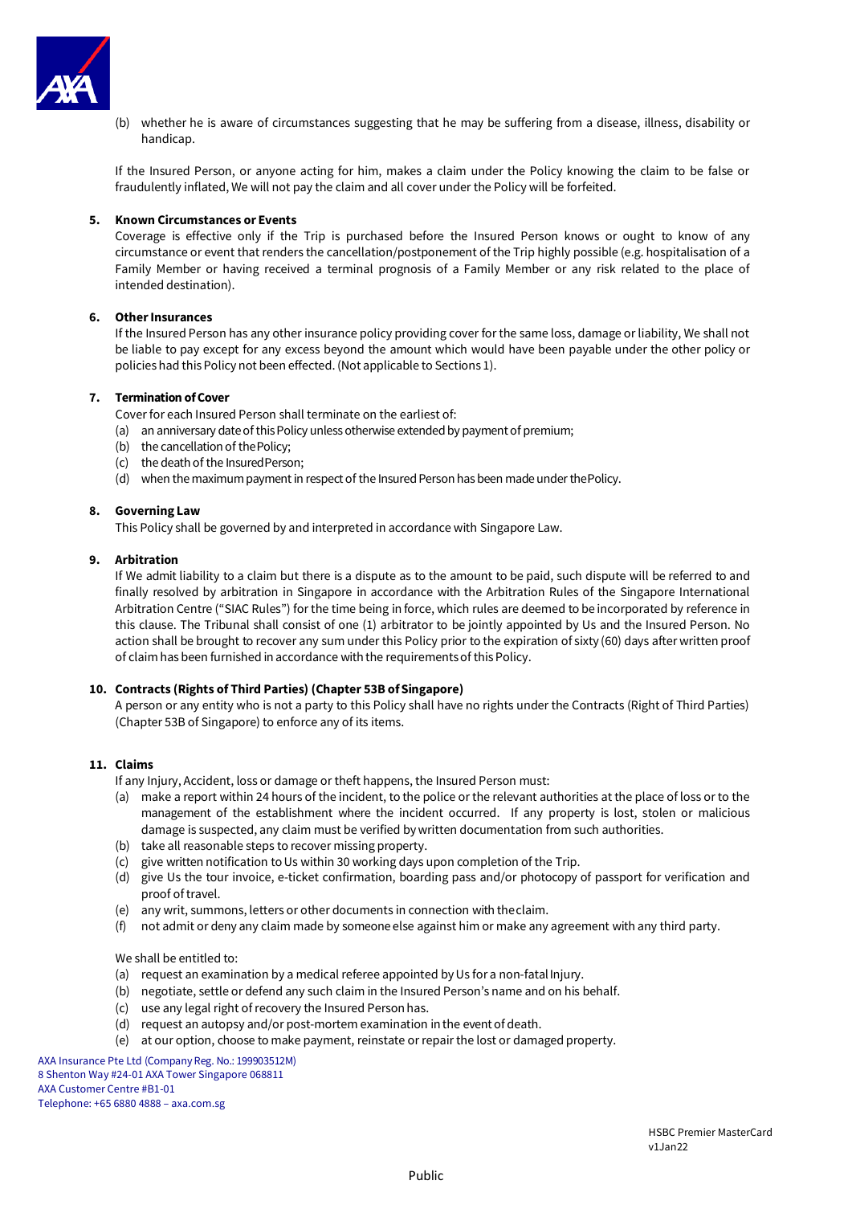(b) whether he is aware of circumstances suggesting that he may be suffering from a disease, illness, disability or handicap.

If the Insured Person, or anyone acting for him, makes a claim under the Policy knowing the claim to be false or fraudulently inflated, We will not pay the claim and all cover under the Policy will be forfeited.

**5. Known Circumstances or Events**

Coverage is effective only if the Trip is purchased before the Insured Person knows or ought to know of any circumstance or event that renders the cancellation/postponement of the Trip highly possible (e.g. hospitalisation of a Family Member or having received a terminal prognosis of a Family Member or any risk related to the place of intended destination).

**6. Other Insurances**

If the Insured Person has any other insurance policy providing cover for the same loss, damage or liability, We shall not be liable to pay except for any excess beyond the amount which would have been payable under the other policy or policies had this Policy not been effected. (Not applicable to Sections 1).

**7. Termination of Cover**

Cover for each Insured Person shall terminate on the earliest of:

(a) an anniversary date of this Policy unless otherwise extended by payment of premium;
(b) the cancellation of the Policy;
(c) the death of the Insured Person;
(d) when the maximum payment in respect of the Insured Person has been made under the Policy.

**8. Governing Law**

This Policy shall be governed by and interpreted in accordance with Singapore Law.

**9. Arbitration**

If We admit liability to a claim but there is a dispute as to the amount to be paid, such dispute will be referred to and finally resolved by arbitration in Singapore in accordance with the Arbitration Rules of the Singapore International Arbitration Centre ("SIAC Rules") for the time being in force, which rules are deemed to be incorporated by reference in this clause. The Tribunal shall consist of one (1) arbitrator to be jointly appointed by Us and the Insured Person. No action shall be brought to recover any sum under this Policy prior to the expiration of sixty (60) days after written proof of claim has been furnished in accordance with the requirements of this Policy.

**10. Contracts (Rights of Third Parties) (Chapter 53B of Singapore)**

A person or any entity who is not a party to this Policy shall have no rights under the Contracts (Right of Third Parties) (Chapter 53B of Singapore) to enforce any of its items.

**11. Claims**

If any Injury, Accident, loss or damage or theft happens, the Insured Person must:

(a) make a report within 24 hours of the incident, to the police or the relevant authorities at the place of loss or to the management of the establishment where the incident occurred. If any property is lost, stolen or malicious damage is suspected, any claim must be verified by written documentation from such authorities.
(b) take all reasonable steps to recover missing property.
(c) give written notification to Us within 30 working days upon completion of the Trip.
(d) give Us the tour invoice, e-ticket confirmation, boarding pass and/or photocopy of passport for verification and proof of travel.
(e) any writ, summons, letters or other documents in connection with the claim.
(f) not admit or deny any claim made by someone else against him or make any agreement with any third party.

We shall be entitled to:

(a) request an examination by a medical referee appointed by Us for a non-fatal Injury.
(b) negotiate, settle or defend any such claim in the Insured Person's name and on his behalf.
(c) use any legal right of recovery the Insured Person has.
(d) request an autopsy and/or post-mortem examination in the event of death.
(e) at our option, choose to make payment, reinstate or repair the lost or damaged property.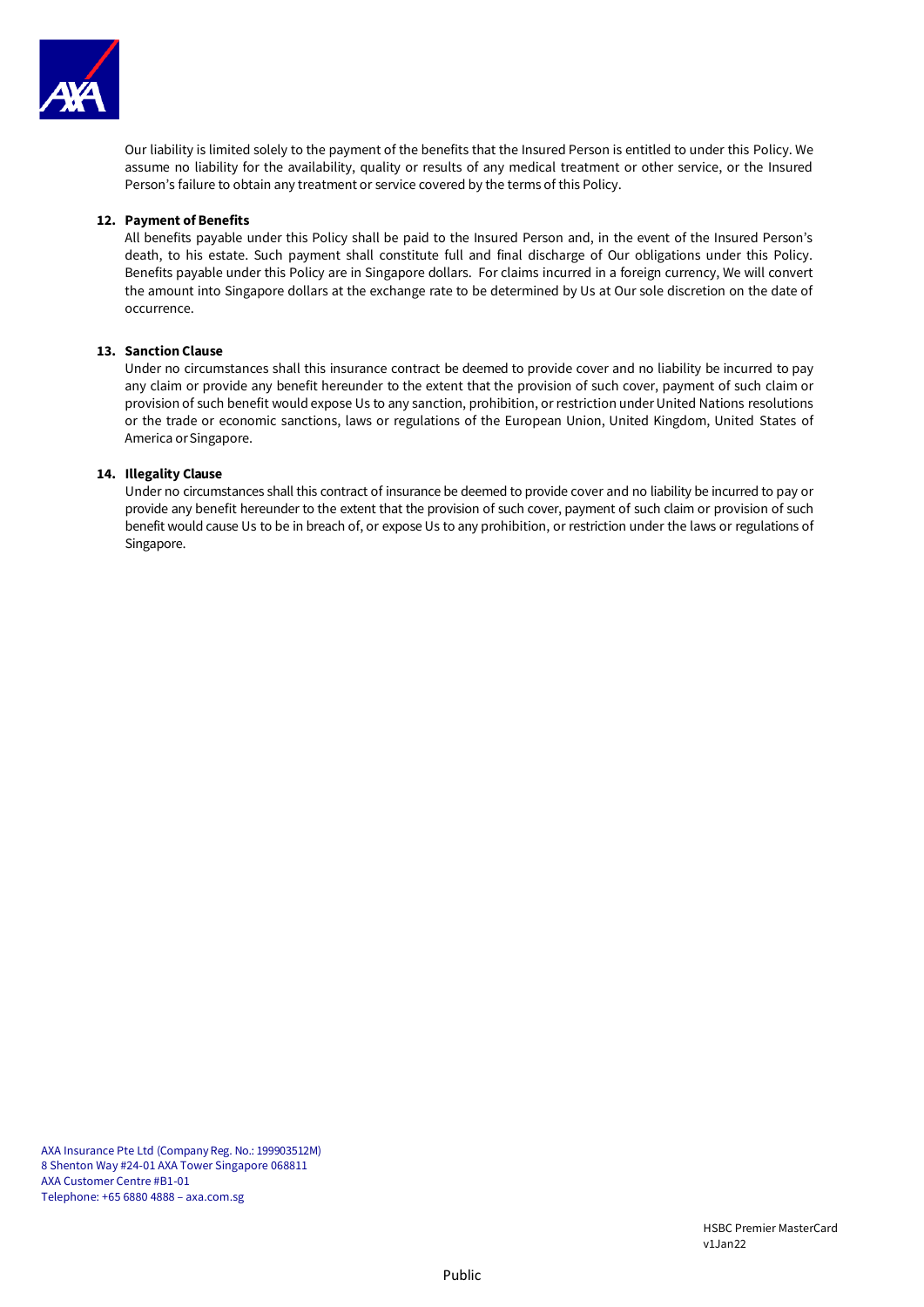Our liability is limited solely to the payment of the benefits that the Insured Person is entitled to under this Policy. We assume no liability for the availability, quality or results of any medical treatment or other service, or the Insured Person's failure to obtain any treatment or service covered by the terms of this Policy.

**12. Payment of Benefits**

All benefits payable under this Policy shall be paid to the Insured Person and, in the event of the Insured Person's death, to his estate. Such payment shall constitute full and final discharge of Our obligations under this Policy. Benefits payable under this Policy are in Singapore dollars. For claims incurred in a foreign currency, We will convert the amount into Singapore dollars at the exchange rate to be determined by Us at Our sole discretion on the date of occurrence.

**13. Sanction Clause**

Under no circumstances shall this insurance contract be deemed to provide cover and no liability be incurred to pay any claim or provide any benefit hereunder to the extent that the provision of such cover, payment of such claim or provision of such benefit would expose Us to any sanction, prohibition, or restriction under United Nations resolutions or the trade or economic sanctions, laws or regulations of the European Union, United Kingdom, United States of America or Singapore.

**14. Illegality Clause**

Under no circumstances shall this contract of insurance be deemed to provide cover and no liability be incurred to pay or provide any benefit hereunder to the extent that the provision of such cover, payment of such claim or provision of such benefit would cause Us to be in breach of, or expose Us to any prohibition, or restriction under the laws or regulations of Singapore.

AXA Insurance Pte Ltd (Company Reg. No.: 199903512M)
8 Shenton Way #24-01 AXA Tower Singapore 068811
AXA Customer Centre #B1-01
Telephone: +65 6880 4888 – axa.com.sg